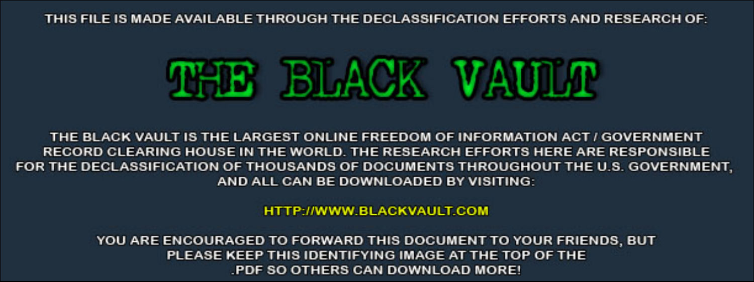THIS FILE IS MADE AVAILABLE THROUGH THE DECLASSIFICATION EFFORTS AND RESEARCH OF:

# THE BLACK VAULT

THE BLACK VAULT IS THE LARGEST ONLINE FREEDOM OF INFORMATION ACT / GOVERNMENT RECORD CLEARING HOUSE IN THE WORLD. THE RESEARCH EFFORTS HERE ARE RESPONSIBLE FOR THE DECLASSIFICATION OF THOUSANDS OF DOCUMENTS THROUGHOUT THE U.S. GOVERNMENT, AND ALL CAN BE DOWNLOADED BY VISITING:

HTTP://WWW.BLACKVAULT.COM

YOU ARE ENCOURAGED TO FORWARD THIS DOCUMENT TO YOUR FRIENDS, BUT PLEASE KEEP THIS IDENTIFYING IMAGE AT THE TOP OF THE .PDF SO OTHERS CAN DOWNLOAD MORE!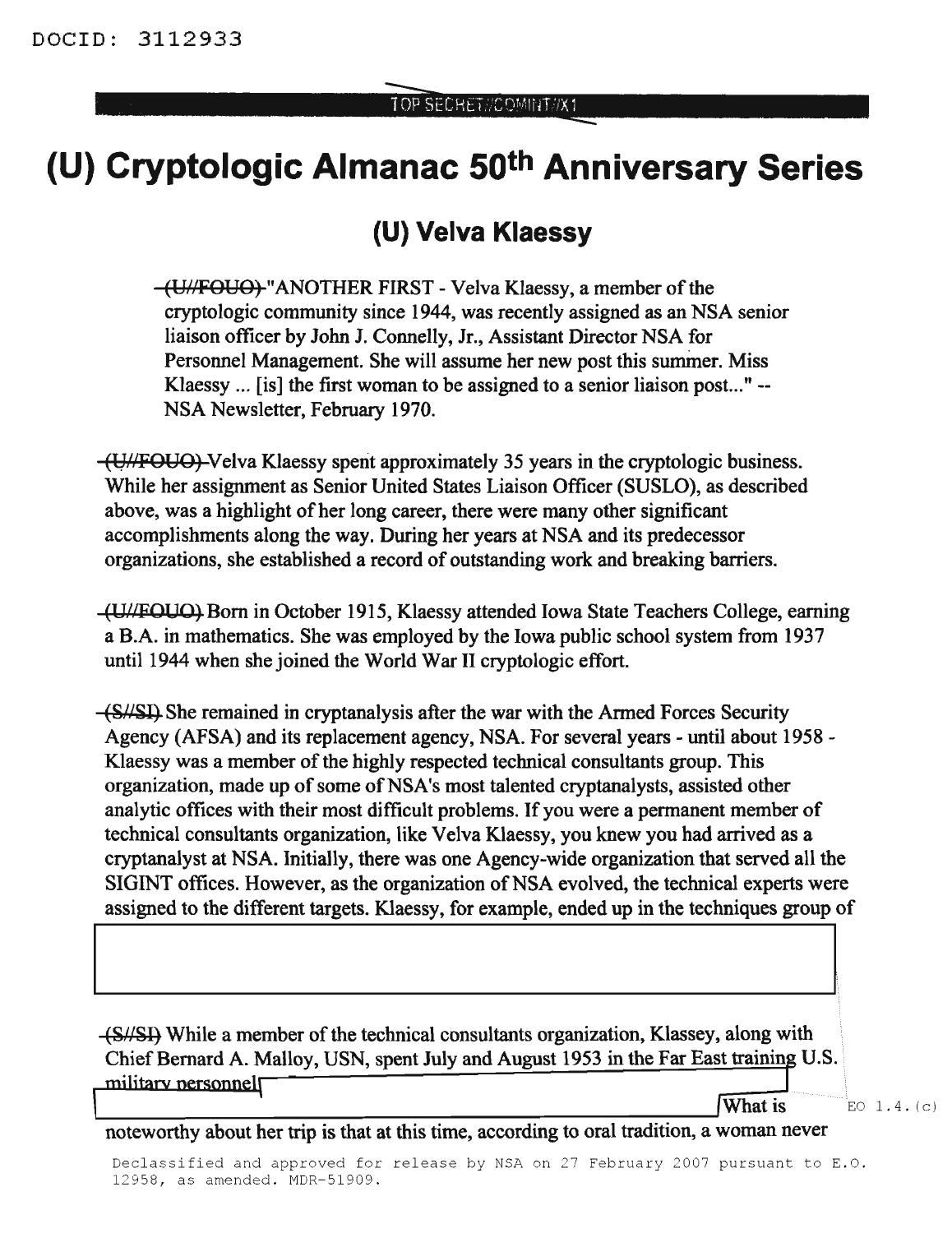DOCID: 3112933

TOP SECRET//COMINT//X1

# (U) Cryptologic Almanac 50th Anniversary Series

## (U) Velva Klaessy

~~(U//FOUO)~~ "ANOTHER FIRST - Velva Klaessy, a member of the cryptologic community since 1944, was recently assigned as an NSA senior liaison officer by John J. Connelly, Jr., Assistant Director NSA for Personnel Management. She will assume her new post this summer. Miss Klaessy ... [is] the first woman to be assigned to a senior liaison post..." -- NSA Newsletter, February 1970.

~~(U//FOUO)~~ Velva Klaessy spent approximately 35 years in the cryptologic business. While her assignment as Senior United States Liaison Officer (SUSLO), as described above, was a highlight of her long career, there were many other significant accomplishments along the way. During her years at NSA and its predecessor organizations, she established a record of outstanding work and breaking barriers.

~~(U//FOUO)~~ Born in October 1915, Klaessy attended Iowa State Teachers College, earning a B.A. in mathematics. She was employed by the Iowa public school system from 1937 until 1944 when she joined the World War II cryptologic effort.

~~(S//SI)~~ She remained in cryptanalysis after the war with the Armed Forces Security Agency (AFSA) and its replacement agency, NSA. For several years - until about 1958 - Klaessy was a member of the highly respected technical consultants group. This organization, made up of some of NSA's most talented cryptanalysts, assisted other analytic offices with their most difficult problems. If you were a permanent member of technical consultants organization, like Velva Klaessy, you knew you had arrived as a cryptanalyst at NSA. Initially, there was one Agency-wide organization that served all the SIGINT offices. However, as the organization of NSA evolved, the technical experts were assigned to the different targets. Klaessy, for example, ended up in the techniques group of

[REDACTED]

~~(S//SI)~~ While a member of the technical consultants organization, Klassey, along with Chief Bernard A. Malloy, USN, spent July and August 1953 in the Far East training U.S. military personnel [REDACTED] What is noteworthy about her trip is that at this time, according to oral tradition, a woman never

EO 1.4.(c)

Declassified and approved for release by NSA on 27 February 2007 pursuant to E.O. 12958, as amended. MDR-51909.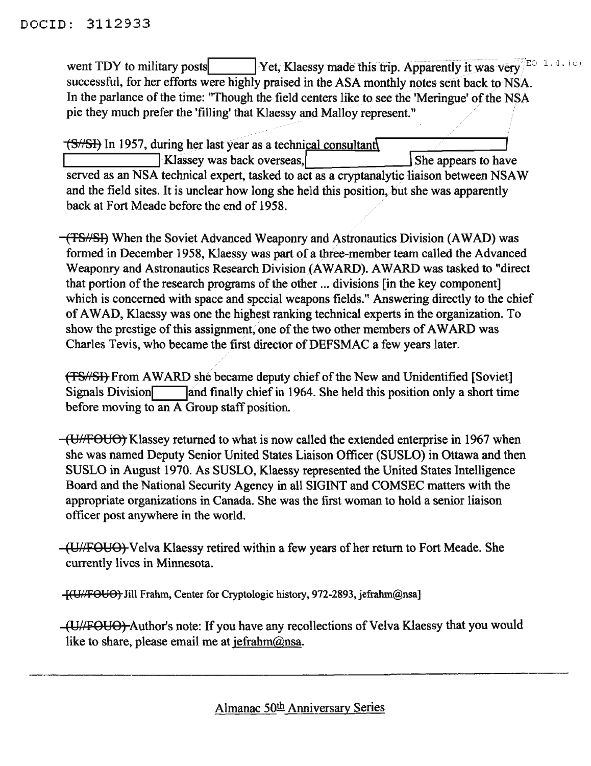went TDY to military posts [REDACTED] Yet, Klaessy made this trip. Apparently it was very successful, for her efforts were highly praised in the ASA monthly notes sent back to NSA. In the parlance of the time: "Though the field centers like to see the 'Meringue' of the NSA pie they much prefer the 'filling' that Klaessy and Malloy represent."

EO 1.4.(c)

~~(S//SI)~~ In 1957, during her last year as a technical consultant [REDACTED] Klassey was back overseas, [REDACTED] She appears to have served as an NSA technical expert, tasked to act as a cryptanalytic liaison between NSAW and the field sites. It is unclear how long she held this position, but she was apparently back at Fort Meade before the end of 1958.

~~(TS//SI)~~ When the Soviet Advanced Weaponry and Astronautics Division (AWAD) was formed in December 1958, Klaessy was part of a three-member team called the Advanced Weaponry and Astronautics Research Division (AWARD). AWARD was tasked to "direct that portion of the research programs of the other ... divisions [in the key component] which is concerned with space and special weapons fields." Answering directly to the chief of AWAD, Klaessy was one the highest ranking technical experts in the organization. To show the prestige of this assignment, one of the two other members of AWARD was Charles Tevis, who became the first director of DEFSMAC a few years later.

~~(TS//SI)~~ From AWARD she became deputy chief of the New and Unidentified [Soviet] Signals Division [REDACTED] and finally chief in 1964. She held this position only a short time before moving to an A Group staff position.

~~(U//FOUO)~~ Klassey returned to what is now called the extended enterprise in 1967 when she was named Deputy Senior United States Liaison Officer (SUSLO) in Ottawa and then SUSLO in August 1970. As SUSLO, Klaessy represented the United States Intelligence Board and the National Security Agency in all SIGINT and COMSEC matters with the appropriate organizations in Canada. She was the first woman to hold a senior liaison officer post anywhere in the world.

~~(U//FOUO)~~ Velva Klaessy retired within a few years of her return to Fort Meade. She currently lives in Minnesota.

[~~(U//FOUO)~~ Jill Frahm, Center for Cryptologic history, 972-2893, jefrahm@nsa]

~~(U//FOUO)~~ Author's note: If you have any recollections of Velva Klaessy that you would like to share, please email me at jefrahm@nsa.

---

Almanac 50th Anniversary Series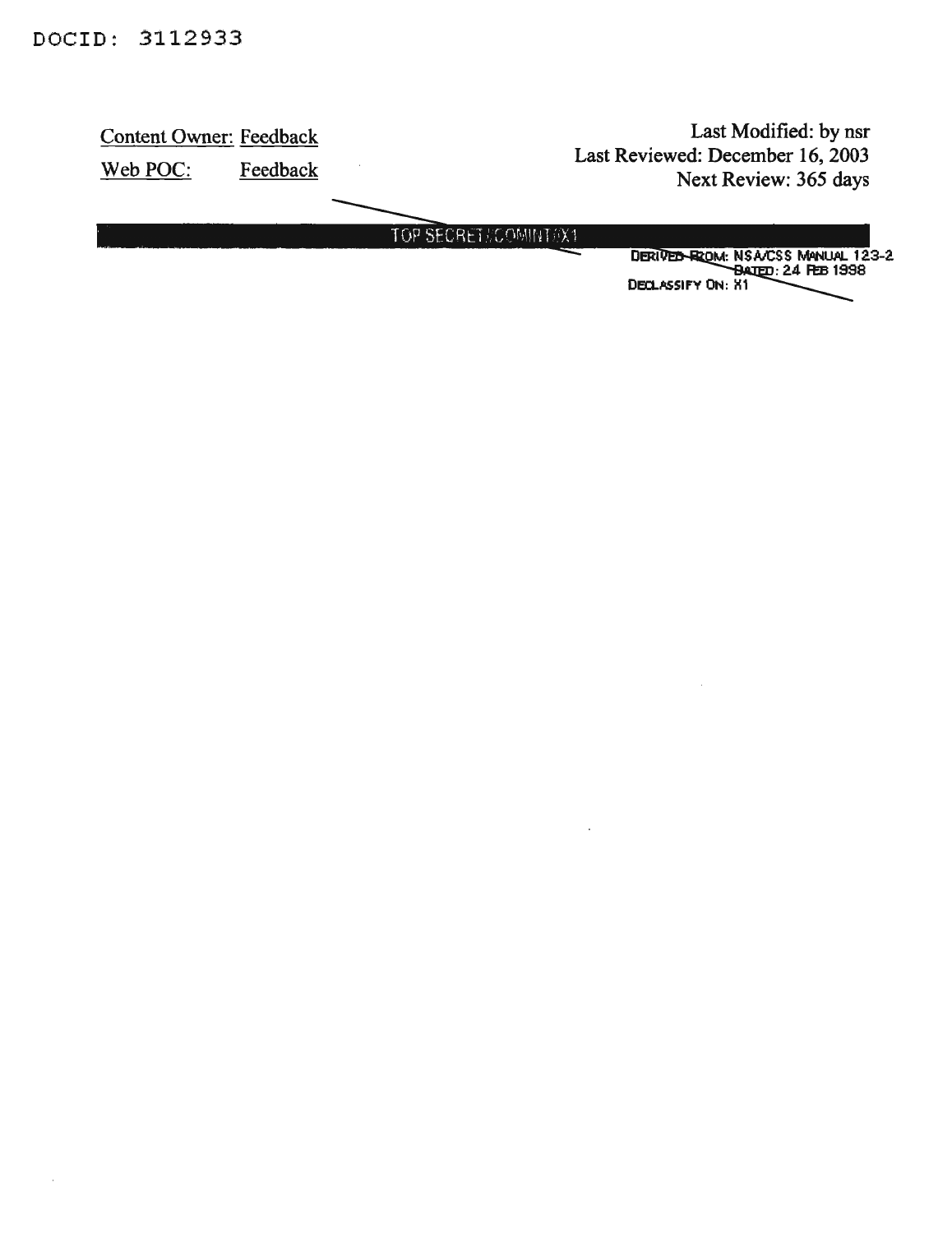DOCID: 3112933

Content Owner: Feedback

Web POC: Feedback

Last Modified: by nsr

Last Reviewed: December 16, 2003

Next Review: 365 days

TOP SECRET//COMINT//X1

DERIVED FROM: NSA/CSS MANUAL 123-2

DATED: 24 FEB 1998

DECLASSIFY ON: X1